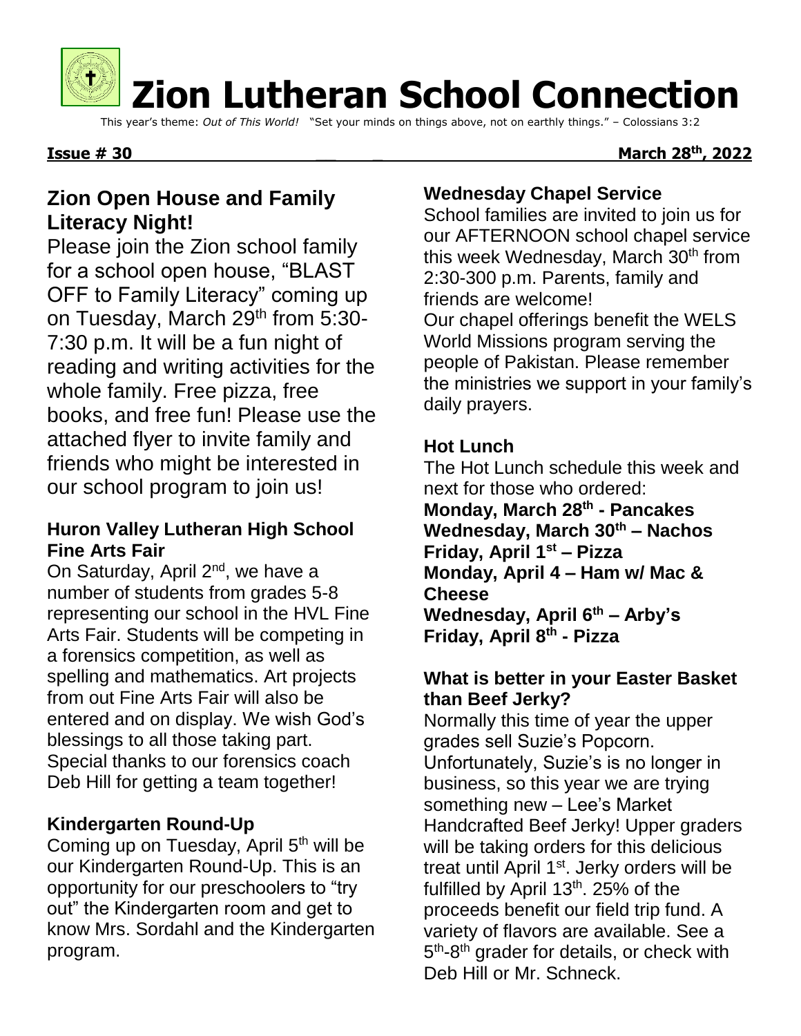# Zion Lutheran School Connection

This year's theme: *Out of This World!* "Set your minds on things above, not on earthly things." – Colossians 3:2

**Issue # 30** **March 28th, 2022**

## Zion Open House and Family Literacy Night!

Please join the Zion school family for a school open house, "BLAST OFF to Family Literacy" coming up on Tuesday, March 29th from 5:30-7:30 p.m. It will be a fun night of reading and writing activities for the whole family. Free pizza, free books, and free fun! Please use the attached flyer to invite family and friends who might be interested in our school program to join us!

### Huron Valley Lutheran High School Fine Arts Fair

On Saturday, April 2nd, we have a number of students from grades 5-8 representing our school in the HVL Fine Arts Fair. Students will be competing in a forensics competition, as well as spelling and mathematics. Art projects from out Fine Arts Fair will also be entered and on display. We wish God's blessings to all those taking part. Special thanks to our forensics coach Deb Hill for getting a team together!

### Kindergarten Round-Up

Coming up on Tuesday, April 5th will be our Kindergarten Round-Up. This is an opportunity for our preschoolers to "try out" the Kindergarten room and get to know Mrs. Sordahl and the Kindergarten program.

### Wednesday Chapel Service

School families are invited to join us for our AFTERNOON school chapel service this week Wednesday, March 30th from 2:30-300 p.m. Parents, family and friends are welcome!

Our chapel offerings benefit the WELS World Missions program serving the people of Pakistan. Please remember the ministries we support in your family's daily prayers.

### Hot Lunch

The Hot Lunch schedule this week and next for those who ordered:

**Monday, March 28th - Pancakes**
**Wednesday, March 30th – Nachos**
**Friday, April 1st – Pizza**
**Monday, April 4 – Ham w/ Mac & Cheese**
**Wednesday, April 6th – Arby's**
**Friday, April 8th - Pizza**

### What is better in your Easter Basket than Beef Jerky?

Normally this time of year the upper grades sell Suzie's Popcorn. Unfortunately, Suzie's is no longer in business, so this year we are trying something new – Lee's Market Handcrafted Beef Jerky! Upper graders will be taking orders for this delicious treat until April 1st. Jerky orders will be fulfilled by April 13th. 25% of the proceeds benefit our field trip fund. A variety of flavors are available. See a 5th-8th grader for details, or check with Deb Hill or Mr. Schneck.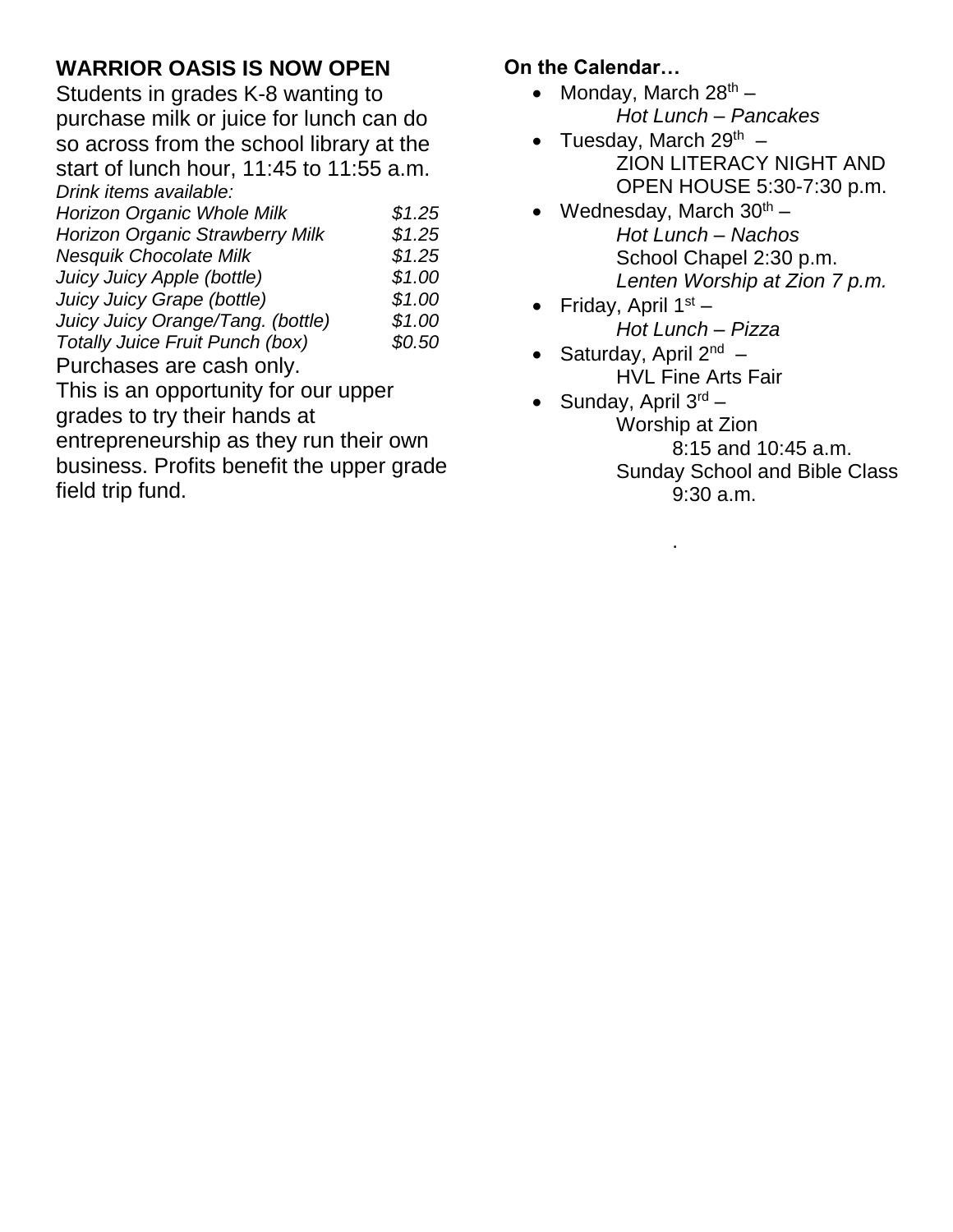## WARRIOR OASIS IS NOW OPEN

Students in grades K-8 wanting to purchase milk or juice for lunch can do so across from the school library at the start of lunch hour, 11:45 to 11:55 a.m.

*Drink items available:*

| | |
|---|---|
| *Horizon Organic Whole Milk* | *$1.25* |
| *Horizon Organic Strawberry Milk* | *$1.25* |
| *Nesquik Chocolate Milk* | *$1.25* |
| *Juicy Juicy Apple (bottle)* | *$1.00* |
| *Juicy Juicy Grape (bottle)* | *$1.00* |
| *Juicy Juicy Orange/Tang. (bottle)* | *$1.00* |
| *Totally Juice Fruit Punch (box)* | *$0.50* |

Purchases are cash only.

This is an opportunity for our upper grades to try their hands at entrepreneurship as they run their own business. Profits benefit the upper grade field trip fund.

**On the Calendar…**

- Monday, March 28th –
  *Hot Lunch – Pancakes*
- Tuesday, March 29th –
  ZION LITERACY NIGHT AND OPEN HOUSE 5:30-7:30 p.m.
- Wednesday, March 30th –
  *Hot Lunch – Nachos*
  School Chapel 2:30 p.m.
  *Lenten Worship at Zion 7 p.m.*
- Friday, April 1st –
  *Hot Lunch – Pizza*
- Saturday, April 2nd –
  HVL Fine Arts Fair
- Sunday, April 3rd –
  Worship at Zion
  8:15 and 10:45 a.m.
  Sunday School and Bible Class
  9:30 a.m.